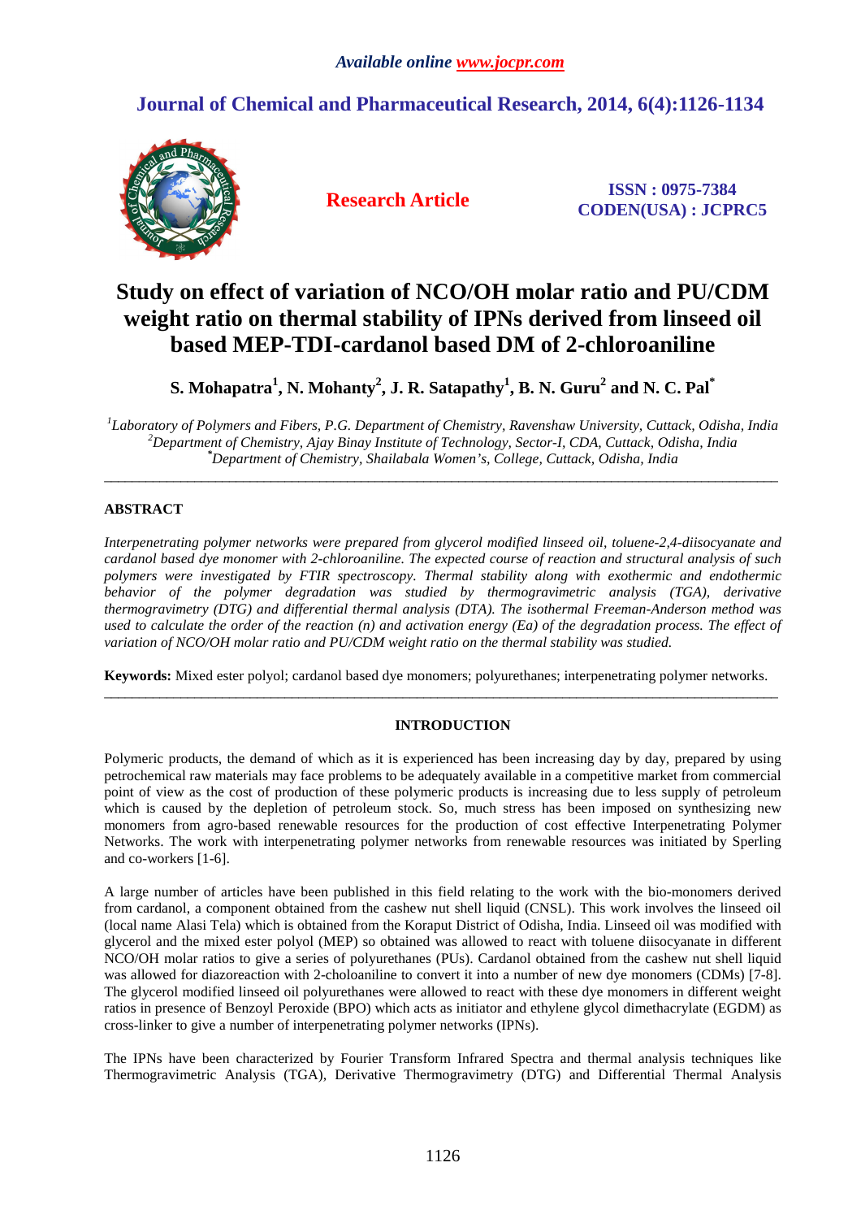*Available online www.jocpr.com*

## Journal of Chemical and Pharmaceutical Research, 2014, 6(4):1126-1134

**Research Article**

**ISSN : 0975-7384**
**CODEN(USA) : JCPRC5**

# Study on effect of variation of NCO/OH molar ratio and PU/CDM weight ratio on thermal stability of IPNs derived from linseed oil based MEP-TDI-cardanol based DM of 2-chloroaniline

**S. Mohapatra[1], N. Mohanty[2], J. R. Satapathy[1], B. N. Guru[2] and N. C. Pal[*]**

*[1]Laboratory of Polymers and Fibers, P.G. Department of Chemistry, Ravenshaw University, Cuttack, Odisha, India*
*[2]Department of Chemistry, Ajay Binay Institute of Technology, Sector-I, CDA, Cuttack, Odisha, India*
*[*]Department of Chemistry, Shailabala Women's, College, Cuttack, Odisha, India*

---

## ABSTRACT

*Interpenetrating polymer networks were prepared from glycerol modified linseed oil, toluene-2,4-diisocyanate and cardanol based dye monomer with 2-chloroaniline. The expected course of reaction and structural analysis of such polymers were investigated by FTIR spectroscopy. Thermal stability along with exothermic and endothermic behavior of the polymer degradation was studied by thermogravimetric analysis (TGA), derivative thermogravimetry (DTG) and differential thermal analysis (DTA). The isothermal Freeman-Anderson method was used to calculate the order of the reaction (n) and activation energy (Ea) of the degradation process. The effect of variation of NCO/OH molar ratio and PU/CDM weight ratio on the thermal stability was studied.*

**Keywords:** Mixed ester polyol; cardanol based dye monomers; polyurethanes; interpenetrating polymer networks.

---

## INTRODUCTION

Polymeric products, the demand of which as it is experienced has been increasing day by day, prepared by using petrochemical raw materials may face problems to be adequately available in a competitive market from commercial point of view as the cost of production of these polymeric products is increasing due to less supply of petroleum which is caused by the depletion of petroleum stock. So, much stress has been imposed on synthesizing new monomers from agro-based renewable resources for the production of cost effective Interpenetrating Polymer Networks. The work with interpenetrating polymer networks from renewable resources was initiated by Sperling and co-workers [1-6].

A large number of articles have been published in this field relating to the work with the bio-monomers derived from cardanol, a component obtained from the cashew nut shell liquid (CNSL). This work involves the linseed oil (local name Alasi Tela) which is obtained from the Koraput District of Odisha, India. Linseed oil was modified with glycerol and the mixed ester polyol (MEP) so obtained was allowed to react with toluene diisocyanate in different NCO/OH molar ratios to give a series of polyurethanes (PUs). Cardanol obtained from the cashew nut shell liquid was allowed for diazoreaction with 2-choloaniline to convert it into a number of new dye monomers (CDMs) [7-8]. The glycerol modified linseed oil polyurethanes were allowed to react with these dye monomers in different weight ratios in presence of Benzoyl Peroxide (BPO) which acts as initiator and ethylene glycol dimethacrylate (EGDM) as cross-linker to give a number of interpenetrating polymer networks (IPNs).

The IPNs have been characterized by Fourier Transform Infrared Spectra and thermal analysis techniques like Thermogravimetric Analysis (TGA), Derivative Thermogravimetry (DTG) and Differential Thermal Analysis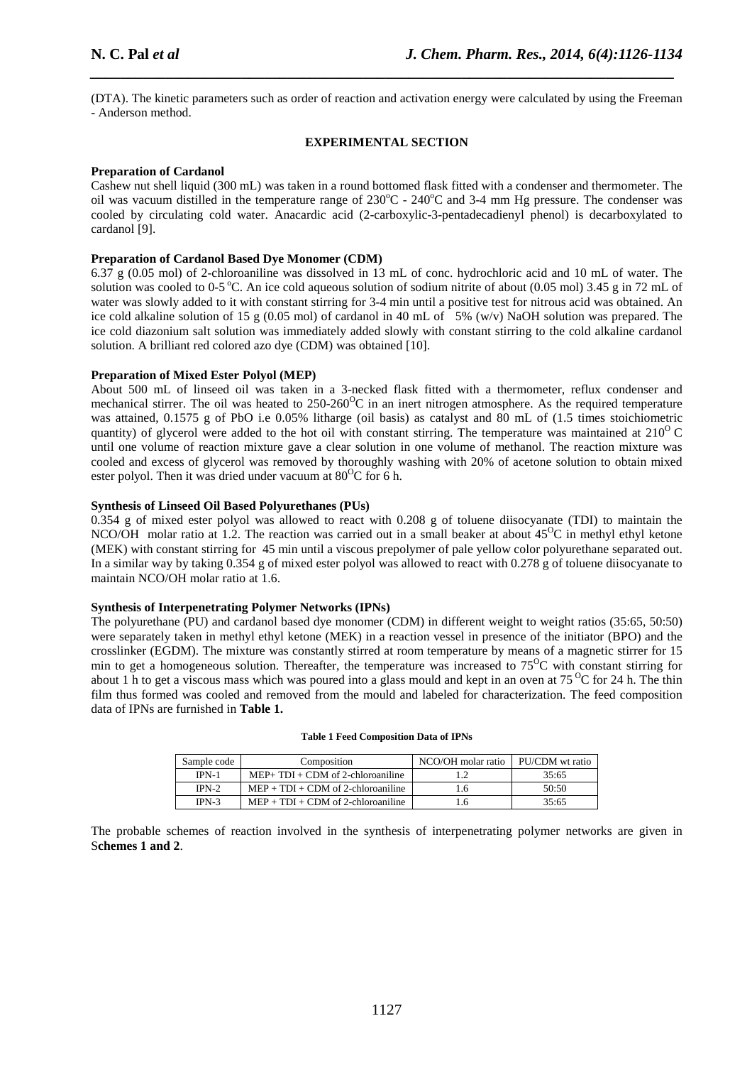(DTA). The kinetic parameters such as order of reaction and activation energy were calculated by using the Freeman - Anderson method.

## EXPERIMENTAL SECTION

### Preparation of Cardanol

Cashew nut shell liquid (300 mL) was taken in a round bottomed flask fitted with a condenser and thermometer. The oil was vacuum distilled in the temperature range of 230°C - 240°C and 3-4 mm Hg pressure. The condenser was cooled by circulating cold water. Anacardic acid (2-carboxylic-3-pentadecadienyl phenol) is decarboxylated to cardanol [9].

### Preparation of Cardanol Based Dye Monomer (CDM)

6.37 g (0.05 mol) of 2-chloroaniline was dissolved in 13 mL of conc. hydrochloric acid and 10 mL of water. The solution was cooled to 0-5 °C. An ice cold aqueous solution of sodium nitrite of about (0.05 mol) 3.45 g in 72 mL of water was slowly added to it with constant stirring for 3-4 min until a positive test for nitrous acid was obtained. An ice cold alkaline solution of 15 g (0.05 mol) of cardanol in 40 mL of 5% (w/v) NaOH solution was prepared. The ice cold diazonium salt solution was immediately added slowly with constant stirring to the cold alkaline cardanol solution. A brilliant red colored azo dye (CDM) was obtained [10].

### Preparation of Mixed Ester Polyol (MEP)

About 500 mL of linseed oil was taken in a 3-necked flask fitted with a thermometer, reflux condenser and mechanical stirrer. The oil was heated to 250-260°C in an inert nitrogen atmosphere. As the required temperature was attained, 0.1575 g of PbO i.e 0.05% litharge (oil basis) as catalyst and 80 mL of (1.5 times stoichiometric quantity) of glycerol were added to the hot oil with constant stirring. The temperature was maintained at 210° C until one volume of reaction mixture gave a clear solution in one volume of methanol. The reaction mixture was cooled and excess of glycerol was removed by thoroughly washing with 20% of acetone solution to obtain mixed ester polyol. Then it was dried under vacuum at 80°C for 6 h.

### Synthesis of Linseed Oil Based Polyurethanes (PUs)

0.354 g of mixed ester polyol was allowed to react with 0.208 g of toluene diisocyanate (TDI) to maintain the NCO/OH molar ratio at 1.2. The reaction was carried out in a small beaker at about 45°C in methyl ethyl ketone (MEK) with constant stirring for 45 min until a viscous prepolymer of pale yellow color polyurethane separated out. In a similar way by taking 0.354 g of mixed ester polyol was allowed to react with 0.278 g of toluene diisocyanate to maintain NCO/OH molar ratio at 1.6.

### Synthesis of Interpenetrating Polymer Networks (IPNs)

The polyurethane (PU) and cardanol based dye monomer (CDM) in different weight to weight ratios (35:65, 50:50) were separately taken in methyl ethyl ketone (MEK) in a reaction vessel in presence of the initiator (BPO) and the crosslinker (EGDM). The mixture was constantly stirred at room temperature by means of a magnetic stirrer for 15 min to get a homogeneous solution. Thereafter, the temperature was increased to 75°C with constant stirring for about 1 h to get a viscous mass which was poured into a glass mould and kept in an oven at 75 °C for 24 h. The thin film thus formed was cooled and removed from the mould and labeled for characterization. The feed composition data of IPNs are furnished in **Table 1.**

**Table 1 Feed Composition Data of IPNs**

| Sample code | Composition | NCO/OH molar ratio | PU/CDM wt ratio |
|---|---|---|---|
| IPN-1 | MEP+ TDI + CDM of 2-chloroaniline | 1.2 | 35:65 |
| IPN-2 | MEP + TDI + CDM of 2-chloroaniline | 1.6 | 50:50 |
| IPN-3 | MEP + TDI + CDM of 2-chloroaniline | 1.6 | 35:65 |

The probable schemes of reaction involved in the synthesis of interpenetrating polymer networks are given in **Schemes 1 and 2**.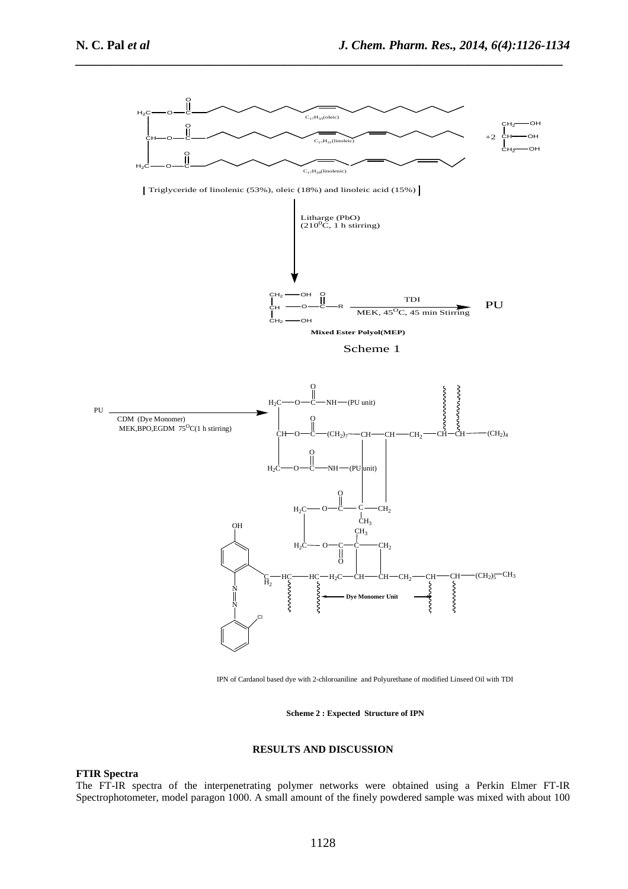[ Triglyceride of linolenic (53%), oleic (18%) and linoleic acid (15%) ]

Litharge (PbO) ($210^0C$, 1 h stirring)

TDI

MEK, $45^OC$, 45 min Stirring

PU

**Mixed Ester Polyol(MEP)**

Scheme 1

PU

CDM (Dye Monomer)

MEK,BPO,EGDM $75^OC$(1 h stirring)

**Dye Monomer Unit**

IPN of Cardanol based dye with 2-chloroaniline and Polyurethane of modified Linseed Oil with TDI

**Scheme 2 : Expected Structure of IPN**

## RESULTS AND DISCUSSION

### FTIR Spectra

The FT-IR spectra of the interpenetrating polymer networks were obtained using a Perkin Elmer FT-IR Spectrophotometer, model paragon 1000. A small amount of the finely powdered sample was mixed with about 100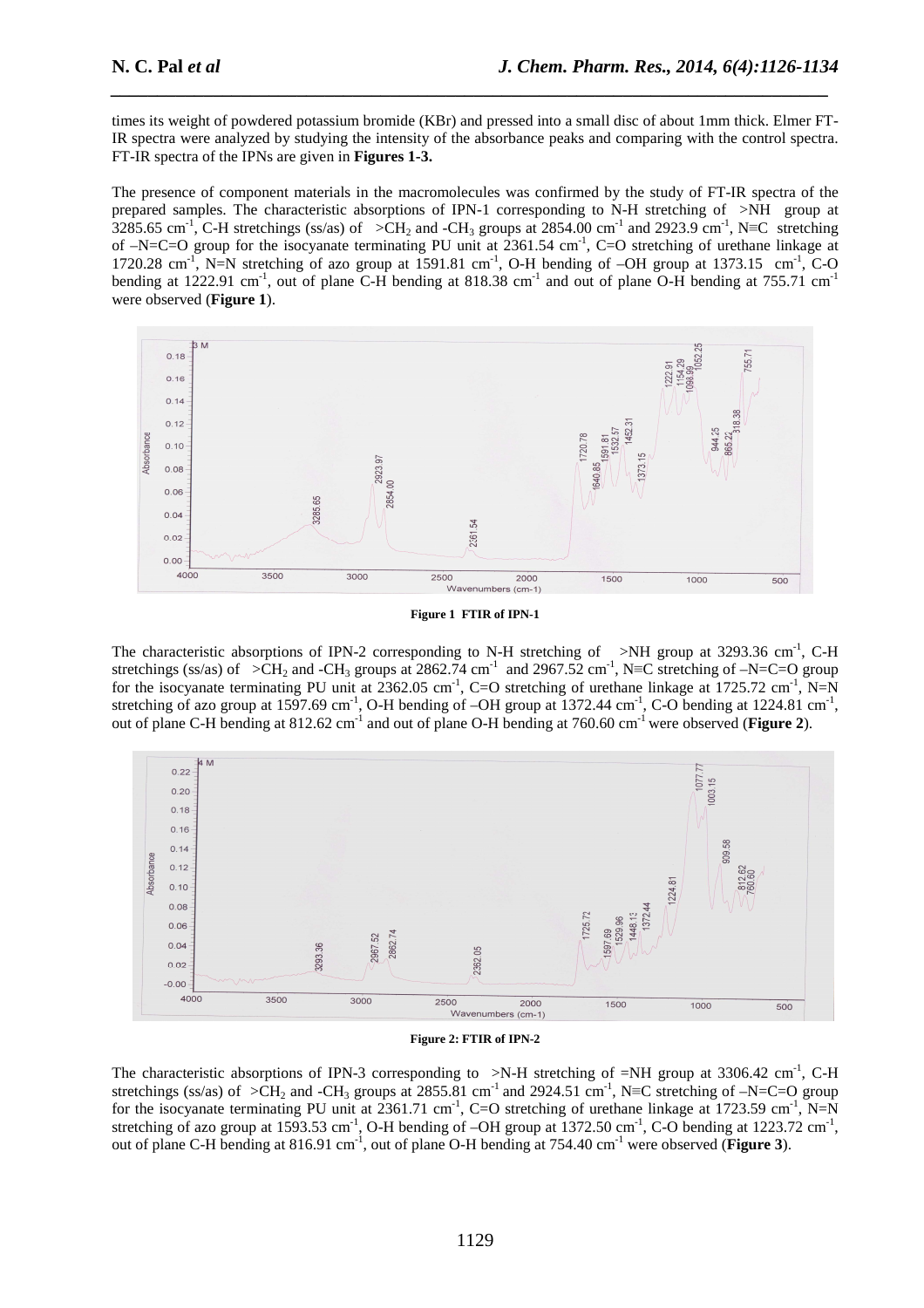times its weight of powdered potassium bromide (KBr) and pressed into a small disc of about 1mm thick. Elmer FT-IR spectra were analyzed by studying the intensity of the absorbance peaks and comparing with the control spectra. FT-IR spectra of the IPNs are given in **Figures 1-3.**

The presence of component materials in the macromolecules was confirmed by the study of FT-IR spectra of the prepared samples. The characteristic absorptions of IPN-1 corresponding to N-H stretching of >NH group at 3285.65 $cm^{-1}$, C-H stretchings (ss/as) of >$CH_2$ and -$CH_3$ groups at 2854.00 $cm^{-1}$ and 2923.9 $cm^{-1}$, N≡C stretching of –N=C=O group for the isocyanate terminating PU unit at 2361.54 $cm^{-1}$, C=O stretching of urethane linkage at 1720.28 $cm^{-1}$, N=N stretching of azo group at 1591.81 $cm^{-1}$, O-H bending of –OH group at 1373.15 $cm^{-1}$, C-O bending at 1222.91 $cm^{-1}$, out of plane C-H bending at 818.38 $cm^{-1}$ and out of plane O-H bending at 755.71 $cm^{-1}$ were observed (**Figure 1**).

**Figure 1 FTIR of IPN-1**

The characteristic absorptions of IPN-2 corresponding to N-H stretching of >NH group at 3293.36 $cm^{-1}$, C-H stretchings (ss/as) of >$CH_2$ and -$CH_3$ groups at 2862.74 $cm^{-1}$ and 2967.52 $cm^{-1}$, N≡C stretching of –N=C=O group for the isocyanate terminating PU unit at 2362.05 $cm^{-1}$, C=O stretching of urethane linkage at 1725.72 $cm^{-1}$, N=N stretching of azo group at 1597.69 $cm^{-1}$, O-H bending of –OH group at 1372.44 $cm^{-1}$, C-O bending at 1224.81 $cm^{-1}$, out of plane C-H bending at 812.62 $cm^{-1}$ and out of plane O-H bending at 760.60 $cm^{-1}$ were observed (**Figure 2**).

**Figure 2: FTIR of IPN-2**

The characteristic absorptions of IPN-3 corresponding to >N-H stretching of =NH group at 3306.42 $cm^{-1}$, C-H stretchings (ss/as) of >$CH_2$ and -$CH_3$ groups at 2855.81 $cm^{-1}$ and 2924.51 $cm^{-1}$, N≡C stretching of –N=C=O group for the isocyanate terminating PU unit at 2361.71 $cm^{-1}$, C=O stretching of urethane linkage at 1723.59 $cm^{-1}$, N=N stretching of azo group at 1593.53 $cm^{-1}$, O-H bending of –OH group at 1372.50 $cm^{-1}$, C-O bending at 1223.72 $cm^{-1}$, out of plane C-H bending at 816.91 $cm^{-1}$, out of plane O-H bending at 754.40 $cm^{-1}$ were observed (**Figure 3**).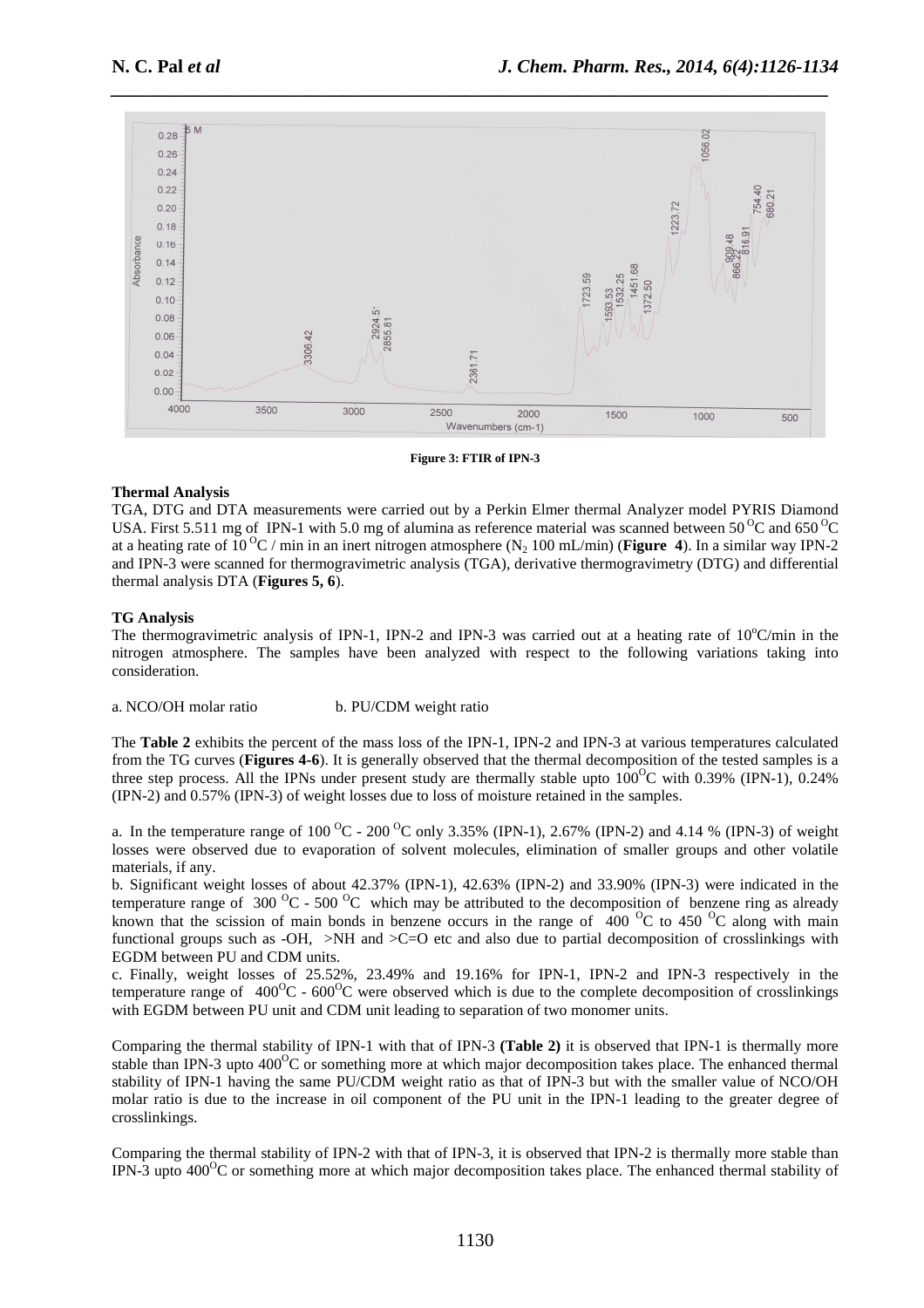Figure 3: FTIR of IPN-3

### Thermal Analysis

TGA, DTG and DTA measurements were carried out by a Perkin Elmer thermal Analyzer model PYRIS Diamond USA. First 5.511 mg of IPN-1 with 5.0 mg of alumina as reference material was scanned between 50 $^{O}$C and 650 $^{O}$C at a heating rate of 10 $^{O}$C / min in an inert nitrogen atmosphere ($N_2$ 100 mL/min) (**Figure 4**). In a similar way IPN-2 and IPN-3 were scanned for thermogravimetric analysis (TGA), derivative thermogravimetry (DTG) and differential thermal analysis DTA (**Figures 5, 6**).

### TG Analysis

The thermogravimetric analysis of IPN-1, IPN-2 and IPN-3 was carried out at a heating rate of 10$^{o}$C/min in the nitrogen atmosphere. The samples have been analyzed with respect to the following variations taking into consideration.

a. NCO/OH molar ratio    b. PU/CDM weight ratio

The **Table 2** exhibits the percent of the mass loss of the IPN-1, IPN-2 and IPN-3 at various temperatures calculated from the TG curves (**Figures 4-6**). It is generally observed that the thermal decomposition of the tested samples is a three step process. All the IPNs under present study are thermally stable upto 100$^{O}$C with 0.39% (IPN-1), 0.24% (IPN-2) and 0.57% (IPN-3) of weight losses due to loss of moisture retained in the samples.

a. In the temperature range of 100 $^{O}$C - 200 $^{O}$C only 3.35% (IPN-1), 2.67% (IPN-2) and 4.14 % (IPN-3) of weight losses were observed due to evaporation of solvent molecules, elimination of smaller groups and other volatile materials, if any.

b. Significant weight losses of about 42.37% (IPN-1), 42.63% (IPN-2) and 33.90% (IPN-3) were indicated in the temperature range of 300 $^{O}$C - 500 $^{O}$C which may be attributed to the decomposition of benzene ring as already known that the scission of main bonds in benzene occurs in the range of 400 $^{O}$C to 450 $^{O}$C along with main functional groups such as -OH, >NH and >C=O etc and also due to partial decomposition of crosslinkings with EGDM between PU and CDM units.

c. Finally, weight losses of 25.52%, 23.49% and 19.16% for IPN-1, IPN-2 and IPN-3 respectively in the temperature range of 400$^{O}$C - 600$^{O}$C were observed which is due to the complete decomposition of crosslinkings with EGDM between PU unit and CDM unit leading to separation of two monomer units.

Comparing the thermal stability of IPN-1 with that of IPN-3 **(Table 2)** it is observed that IPN-1 is thermally more stable than IPN-3 upto 400$^{O}$C or something more at which major decomposition takes place. The enhanced thermal stability of IPN-1 having the same PU/CDM weight ratio as that of IPN-3 but with the smaller value of NCO/OH molar ratio is due to the increase in oil component of the PU unit in the IPN-1 leading to the greater degree of crosslinkings.

Comparing the thermal stability of IPN-2 with that of IPN-3, it is observed that IPN-2 is thermally more stable than IPN-3 upto 400$^{O}$C or something more at which major decomposition takes place. The enhanced thermal stability of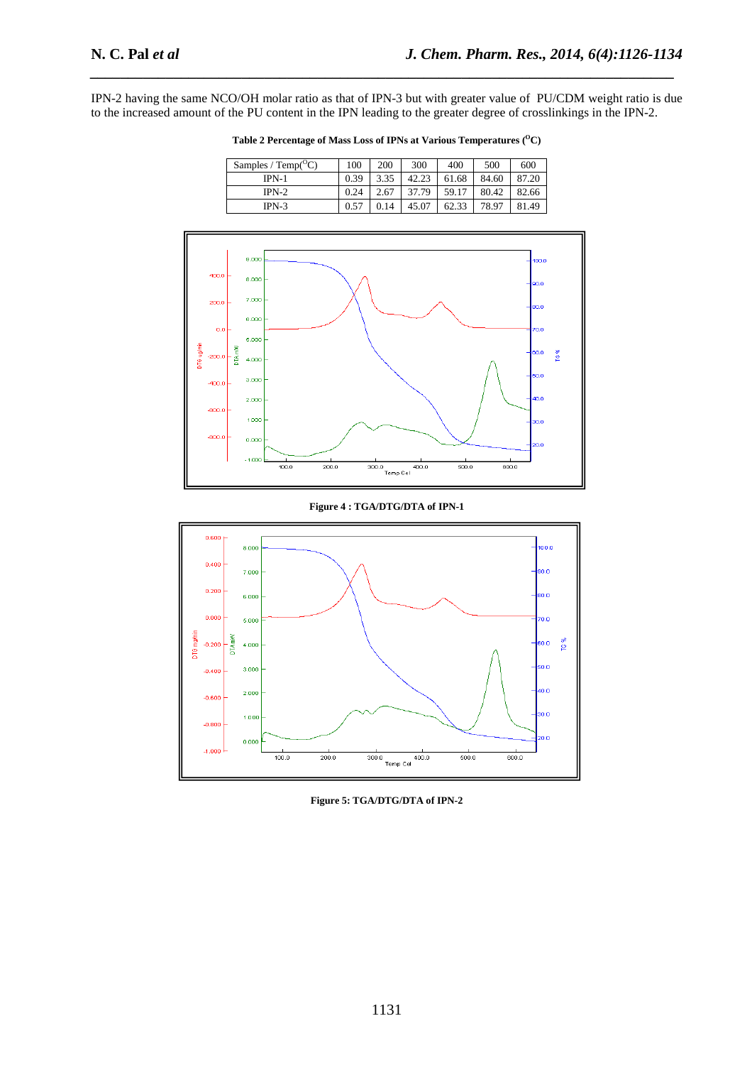IPN-2 having the same NCO/OH molar ratio as that of IPN-3 but with greater value of PU/CDM weight ratio is due to the increased amount of the PU content in the IPN leading to the greater degree of crosslinkings in the IPN-2.

**Table 2 Percentage of Mass Loss of IPNs at Various Temperatures ($^{O}$C)**

| Samples / Temp($^{O}$C) | 100 | 200 | 300 | 400 | 500 | 600 |
|---|---|---|---|---|---|---|
| IPN-1 | 0.39 | 3.35 | 42.23 | 61.68 | 84.60 | 87.20 |
| IPN-2 | 0.24 | 2.67 | 37.79 | 59.17 | 80.42 | 82.66 |
| IPN-3 | 0.57 | 0.14 | 45.07 | 62.33 | 78.97 | 81.49 |

**Figure 4 : TGA/DTG/DTA of IPN-1**

**Figure 5: TGA/DTG/DTA of IPN-2**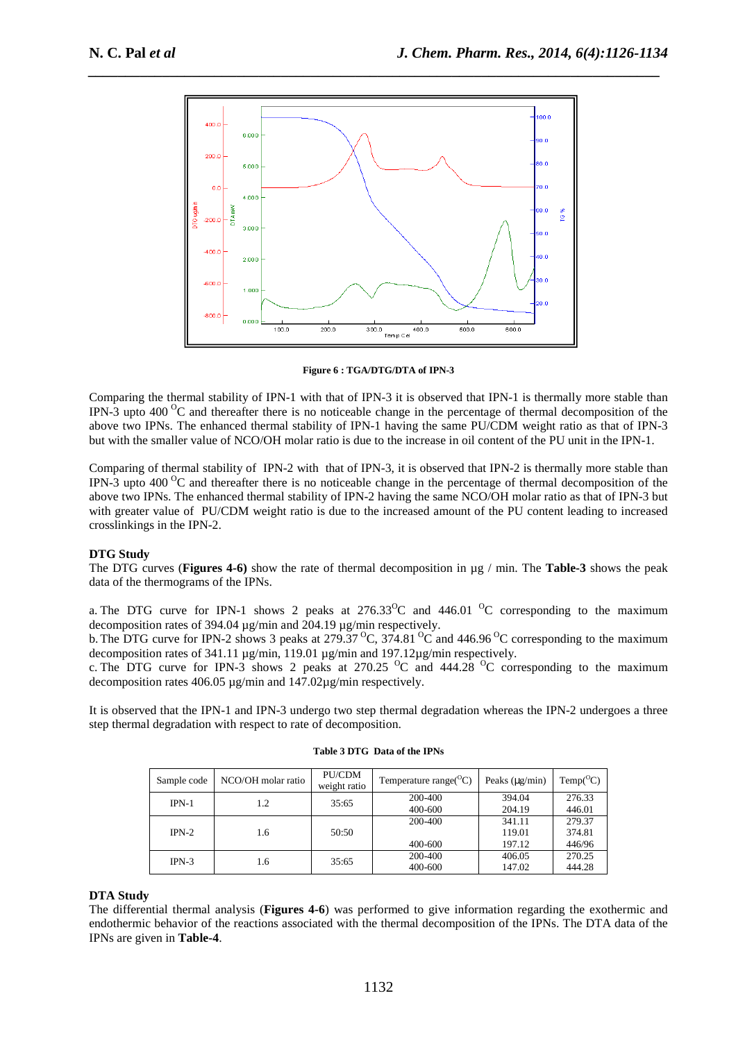Figure 6 : TGA/DTG/DTA of IPN-3

Comparing the thermal stability of IPN-1 with that of IPN-3 it is observed that IPN-1 is thermally more stable than IPN-3 upto 400 $^{O}$C and thereafter there is no noticeable change in the percentage of thermal decomposition of the above two IPNs. The enhanced thermal stability of IPN-1 having the same PU/CDM weight ratio as that of IPN-3 but with the smaller value of NCO/OH molar ratio is due to the increase in oil content of the PU unit in the IPN-1.

Comparing of thermal stability of IPN-2 with that of IPN-3, it is observed that IPN-2 is thermally more stable than IPN-3 upto 400 $^{O}$C and thereafter there is no noticeable change in the percentage of thermal decomposition of the above two IPNs. The enhanced thermal stability of IPN-2 having the same NCO/OH molar ratio as that of IPN-3 but with greater value of PU/CDM weight ratio is due to the increased amount of the PU content leading to increased crosslinkings in the IPN-2.

### DTG Study

The DTG curves (**Figures 4-6)** show the rate of thermal decomposition in µg / min. The **Table-3** shows the peak data of the thermograms of the IPNs.

a. The DTG curve for IPN-1 shows 2 peaks at 276.33$^{O}$C and 446.01 $^{O}$C corresponding to the maximum decomposition rates of 394.04 µg/min and 204.19 µg/min respectively.
b. The DTG curve for IPN-2 shows 3 peaks at 279.37 $^{O}$C, 374.81 $^{O}$C and 446.96 $^{O}$C corresponding to the maximum decomposition rates of 341.11 µg/min, 119.01 µg/min and 197.12µg/min respectively.
c. The DTG curve for IPN-3 shows 2 peaks at 270.25 $^{O}$C and 444.28 $^{O}$C corresponding to the maximum decomposition rates 406.05 µg/min and 147.02µg/min respectively.

It is observed that the IPN-1 and IPN-3 undergo two step thermal degradation whereas the IPN-2 undergoes a three step thermal degradation with respect to rate of decomposition.

**Table 3 DTG Data of the IPNs**

| Sample code | NCO/OH molar ratio | PU/CDM weight ratio | Temperature range($^{O}$C) | Peaks (µg/min) | Temp($^{O}$C) |
|---|---|---|---|---|---|
| IPN-1 | 1.2 | 35:65 | 200-400<br>400-600 | 394.04<br>204.19 | 276.33<br>446.01 |
| IPN-2 | 1.6 | 50:50 | 200-400<br><br>400-600 | 341.11<br>119.01<br>197.12 | 279.37<br>374.81<br>446/96 |
| IPN-3 | 1.6 | 35:65 | 200-400<br>400-600 | 406.05<br>147.02 | 270.25<br>444.28 |

### DTA Study

The differential thermal analysis (**Figures 4-6**) was performed to give information regarding the exothermic and endothermic behavior of the reactions associated with the thermal decomposition of the IPNs. The DTA data of the IPNs are given in **Table-4**.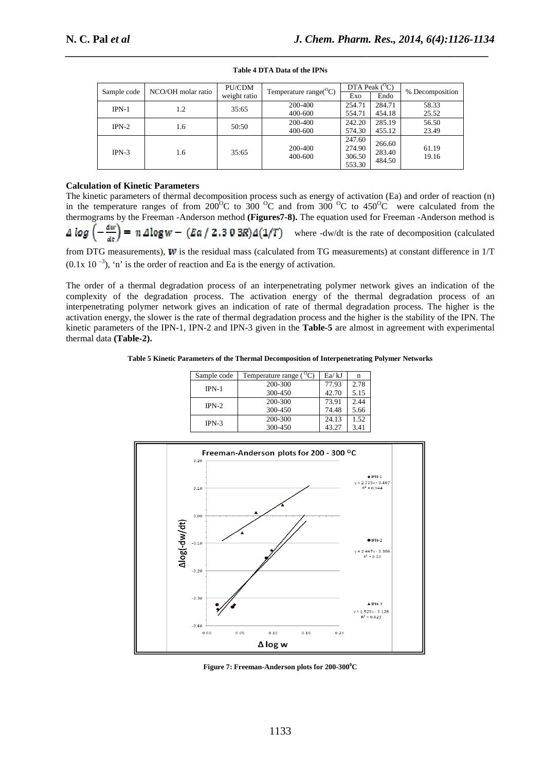**Table 4 DTA Data of the IPNs**

| Sample code | NCO/OH molar ratio | PU/CDM weight ratio | Temperature range($^{O}$C) | DTA Peak ($^{O}$C) | | % Decomposition |
|---|---|---|---|---|---|---|
| | | | | Exo | Endo | |
| IPN-1 | 1.2 | 35:65 | 200-400<br>400-600 | 254.71<br>554.71 | 284.71<br>454.18 | 58.33<br>25.52 |
| IPN-2 | 1.6 | 50:50 | 200-400<br>400-600 | 242.20<br>574.30 | 285.19<br>455.12 | 56.50<br>23.49 |
| IPN-3 | 1.6 | 35:65 | 200-400<br>400-600 | 247.60<br>274.90<br>306.50<br>553.30 | 266.60<br>283.40<br>484.50 | 61.19<br>19.16 |

## Calculation of Kinetic Parameters

The kinetic parameters of thermal decomposition process such as energy of activation (Ea) and order of reaction (n) in the temperature ranges of from 200$^{O}$C to 300 $^{O}$C and from 300 $^{O}$C to 450$^{O}$C were calculated from the thermograms by the Freeman -Anderson method **(Figures7-8).** The equation used for Freeman -Anderson method is $\Delta \log\left(-\frac{dw}{dt}\right) = n\,\Delta \log w - (Ea / 2.303R)\,\Delta(1/T)$ where -dw/dt is the rate of decomposition (calculated from DTG measurements), $w$ is the residual mass (calculated from TG measurements) at constant difference in 1/T ($0.1 \times 10^{-3}$), 'n' is the order of reaction and Ea is the energy of activation.

The order of a thermal degradation process of an interpenetrating polymer network gives an indication of the complexity of the degradation process. The activation energy of the thermal degradation process of an interpenetrating polymer network gives an indication of rate of thermal degradation process. The higher is the activation energy, the slower is the rate of thermal degradation process and the higher is the stability of the IPN. The kinetic parameters of the IPN-1, IPN-2 and IPN-3 given in the **Table-5** are almost in agreement with experimental thermal data **(Table-2).**

**Table 5 Kinetic Parameters of the Thermal Decomposition of Interpenetrating Polymer Networks**

| Sample code | Temperature range ($^{O}$C) | Ea/ kJ | n |
|---|---|---|---|
| IPN-1 | 200-300 | 77.93 | 2.78 |
| | 300-450 | 42.70 | 5.15 |
| IPN-2 | 200-300 | 73.91 | 2.44 |
| | 300-450 | 74.48 | 5.66 |
| IPN-3 | 200-300 | 24.13 | 1.52 |
| | 300-450 | 43.27 | 3.41 |

**Figure 7: Freeman-Anderson plots for 200-300$^{0}$C**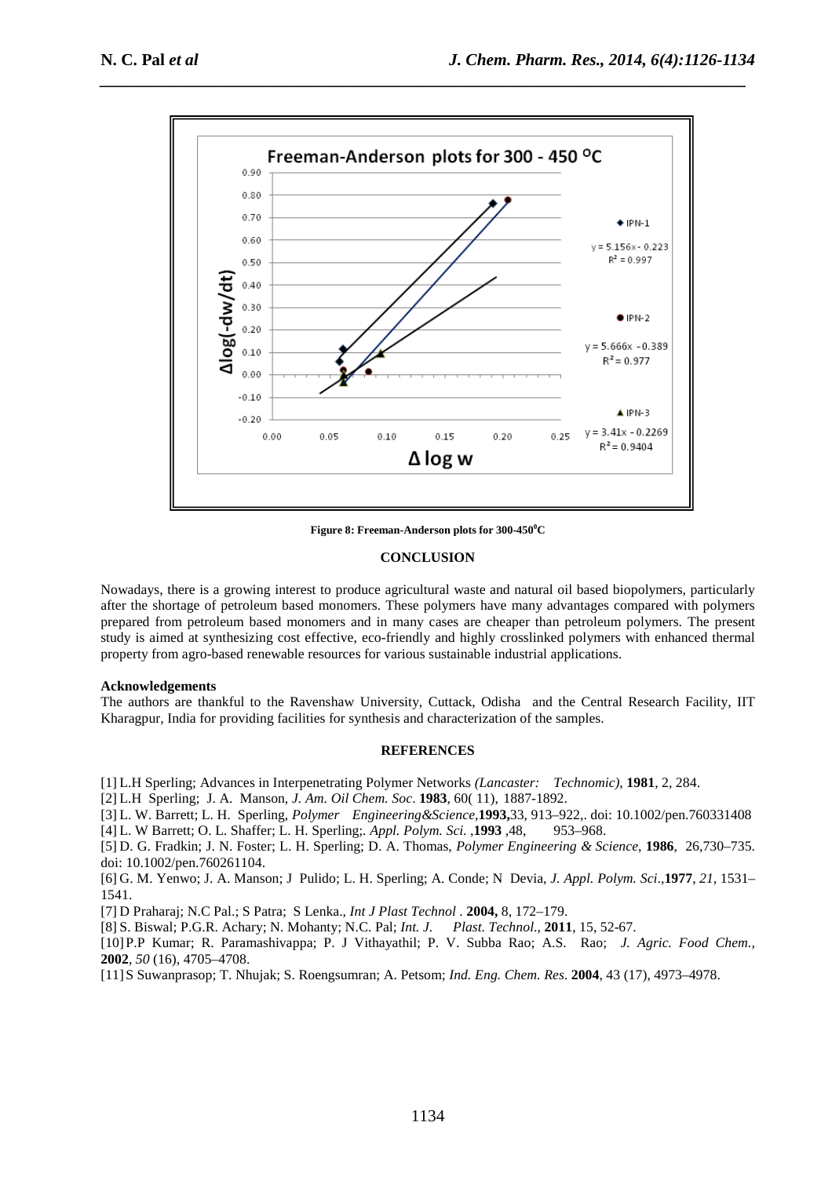Freeman-Anderson plots for 300 - 450 °C

0.90
0.80
0.70
0.60
0.50
0.40
0.30
0.20
0.10
0.00
-0.10
-0.20

0.00 0.05 0.10 0.15 0.20 0.25

Δlog(-dw/dt)

Δ log w

◆ IPN-1

y = 5.156x - 0.223
$R^2$ = 0.997

● IPN-2

y = 5.666x - 0.389
$R^2$ = 0.977

▲ IPN-3

y = 3.41x - 0.2269
$R^2$ = 0.9404

**Figure 8: Freeman-Anderson plots for 300-450°C**

## CONCLUSION

Nowadays, there is a growing interest to produce agricultural waste and natural oil based biopolymers, particularly after the shortage of petroleum based monomers. These polymers have many advantages compared with polymers prepared from petroleum based monomers and in many cases are cheaper than petroleum polymers. The present study is aimed at synthesizing cost effective, eco-friendly and highly crosslinked polymers with enhanced thermal property from agro-based renewable resources for various sustainable industrial applications.

### Acknowledgements

The authors are thankful to the Ravenshaw University, Cuttack, Odisha and the Central Research Facility, IIT Kharagpur, India for providing facilities for synthesis and characterization of the samples.

## REFERENCES

[1] L.H Sperling; Advances in Interpenetrating Polymer Networks *(Lancaster: Technomic)*, **1981**, 2, 284.

[2] L.H Sperling; J. A. Manson, *J. Am. Oil Chem. Soc*. **1983**, 60( 11), 1887-1892.

[3] L. W. Barrett; L. H. Sperling, *Polymer Engineering&Science*,**1993,**33, 913–922,. doi: 10.1002/pen.760331408

[4] L. W Barrett; O. L. Shaffer; L. H. Sperling;. *Appl. Polym. Sci.* ,**1993** ,48, 953–968.

[5] D. G. Fradkin; J. N. Foster; L. H. Sperling; D. A. Thomas, *Polymer Engineering & Science*, **1986**, 26,730–735. doi: 10.1002/pen.760261104.

[6] G. M. Yenwo; J. A. Manson; J Pulido; L. H. Sperling; A. Conde; N Devia, *J. Appl. Polym. Sci*.,**1977**, *21*, 1531–1541.

[7] D Praharaj; N.C Pal.; S Patra; S Lenka., *Int J Plast Technol* . **2004,** 8, 172–179.

[8] S. Biswal; P.G.R. Achary; N. Mohanty; N.C. Pal; *Int. J. Plast. Technol.*, **2011**, 15, 52-67.

[10] P.P Kumar; R. Paramashivappa; P. J Vithayathil; P. V. Subba Rao; A.S. Rao; *J. Agric. Food Chem.*, **2002**, *50* (16), 4705–4708.

[11] S Suwanprasop; T. Nhujak; S. Roengsumran; A. Petsom; *Ind. Eng. Chem. Res*. **2004**, 43 (17), 4973–4978.